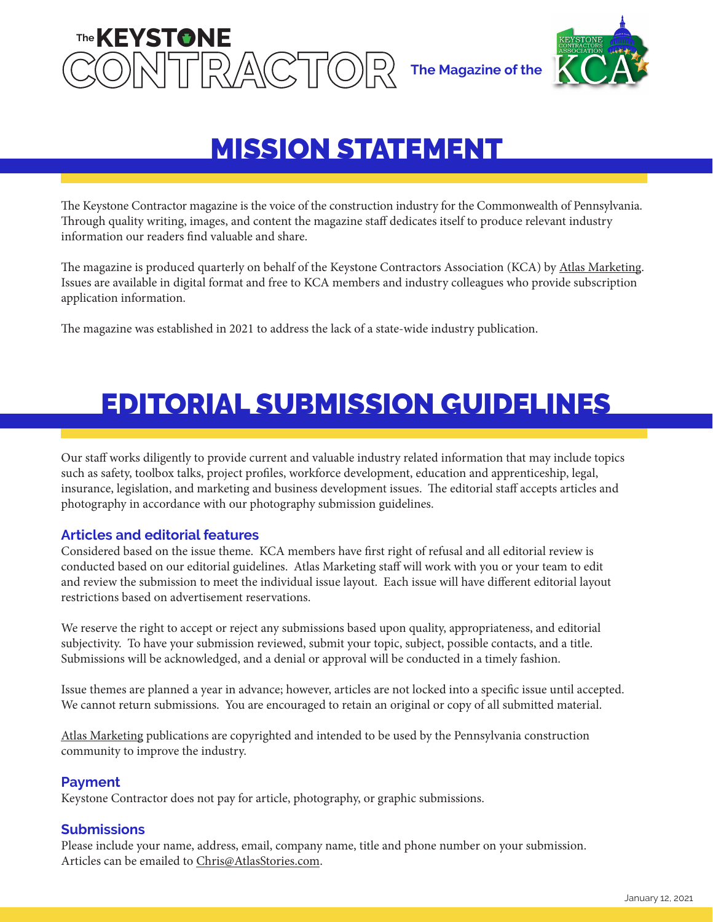# The KEYSTONE CONTRACTOR

The Magazine of the KCA

## MISSION STATEMENT

The Keystone Contractor magazine is the voice of the construction industry for the Commonwealth of Pennsylvania. Through quality writing, images, and content the magazine staff dedicates itself to produce relevant industry information our readers find valuable and share.

The magazine is produced quarterly on behalf of the Keystone Contractors Association (KCA) by Atlas Marketing. Issues are available in digital format and free to KCA members and industry colleagues who provide subscription application information.

The magazine was established in 2021 to address the lack of a state-wide industry publication.

## EDITORIAL SUBMISSION GUIDELINES

Our staff works diligently to provide current and valuable industry related information that may include topics such as safety, toolbox talks, project profiles, workforce development, education and apprenticeship, legal, insurance, legislation, and marketing and business development issues. The editorial staff accepts articles and photography in accordance with our photography submission guidelines.

### Articles and editorial features

Considered based on the issue theme. KCA members have first right of refusal and all editorial review is conducted based on our editorial guidelines. Atlas Marketing staff will work with you or your team to edit and review the submission to meet the individual issue layout. Each issue will have different editorial layout restrictions based on advertisement reservations.

We reserve the right to accept or reject any submissions based upon quality, appropriateness, and editorial subjectivity. To have your submission reviewed, submit your topic, subject, possible contacts, and a title. Submissions will be acknowledged, and a denial or approval will be conducted in a timely fashion.

Issue themes are planned a year in advance; however, articles are not locked into a specific issue until accepted. We cannot return submissions. You are encouraged to retain an original or copy of all submitted material.

Atlas Marketing publications are copyrighted and intended to be used by the Pennsylvania construction community to improve the industry.

### Payment

Keystone Contractor does not pay for article, photography, or graphic submissions.

### Submissions

Please include your name, address, email, company name, title and phone number on your submission. Articles can be emailed to Chris@AtlasStories.com.

January 12, 2021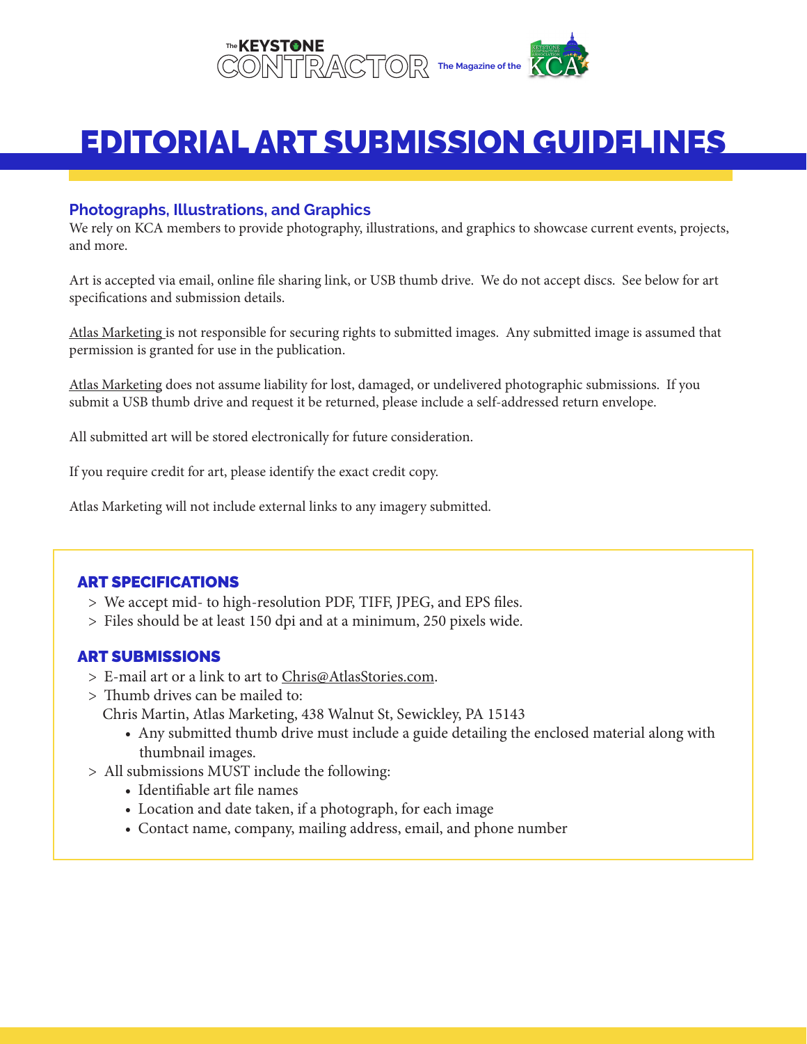The KEYSTONE CONTRACTOR The Magazine of the KCA

# EDITORIAL ART SUBMISSION GUIDELINES

## Photographs, Illustrations, and Graphics

We rely on KCA members to provide photography, illustrations, and graphics to showcase current events, projects, and more.

Art is accepted via email, online file sharing link, or USB thumb drive. We do not accept discs. See below for art specifications and submission details.

Atlas Marketing is not responsible for securing rights to submitted images. Any submitted image is assumed that permission is granted for use in the publication.

Atlas Marketing does not assume liability for lost, damaged, or undelivered photographic submissions. If you submit a USB thumb drive and request it be returned, please include a self-addressed return envelope.

All submitted art will be stored electronically for future consideration.

If you require credit for art, please identify the exact credit copy.

Atlas Marketing will not include external links to any imagery submitted.

### ART SPECIFICATIONS

> We accept mid- to high-resolution PDF, TIFF, JPEG, and EPS files.
> Files should be at least 150 dpi and at a minimum, 250 pixels wide.

### ART SUBMISSIONS

> E-mail art or a link to art to Chris@AtlasStories.com.
> Thumb drives can be mailed to:
  Chris Martin, Atlas Marketing, 438 Walnut St, Sewickley, PA 15143
  - Any submitted thumb drive must include a guide detailing the enclosed material along with thumbnail images.
> All submissions MUST include the following:
  - Identifiable art file names
  - Location and date taken, if a photograph, for each image
  - Contact name, company, mailing address, email, and phone number